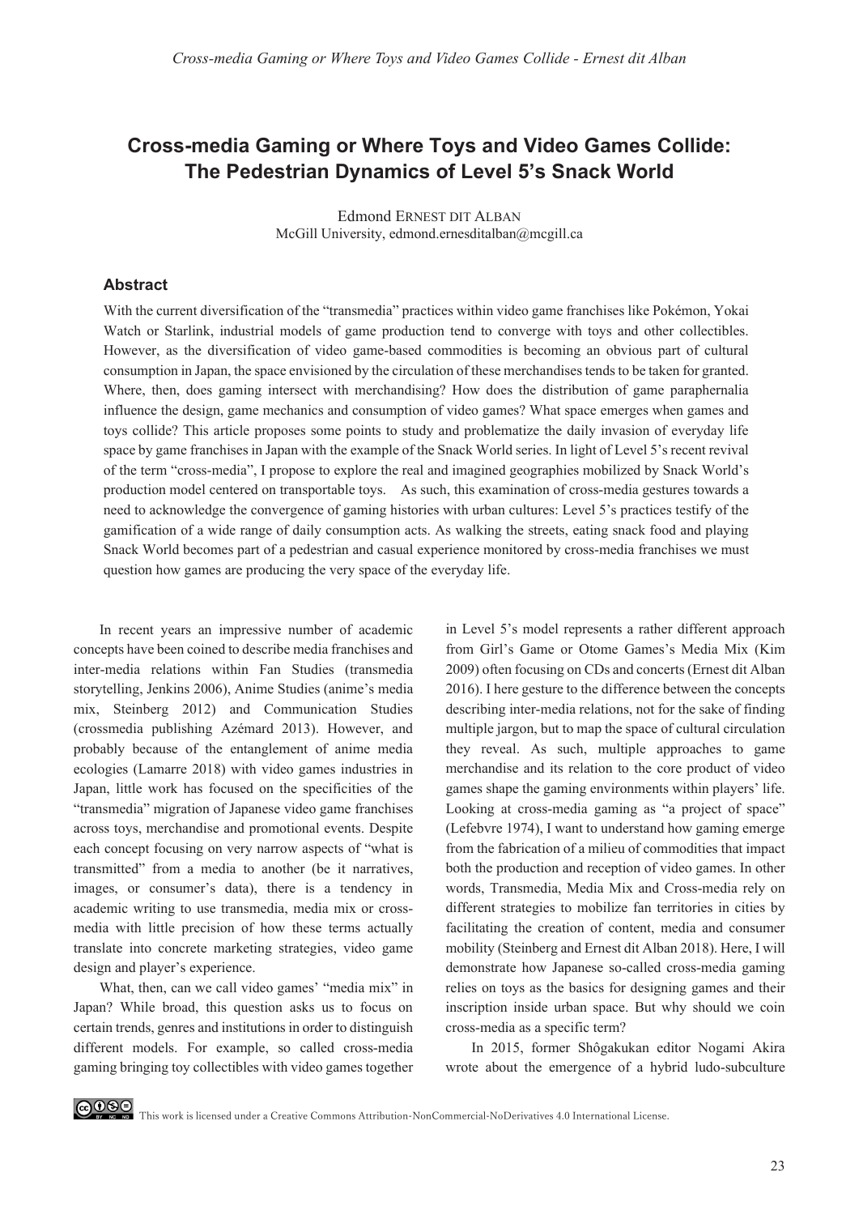# Cross-media Gaming or Where Toys and Video Games Collide: The Pedestrian Dynamics of Level 5's Snack World

Edmond Ernest dit Alban
McGill University, edmond.ernestditalban@mcgill.ca

## Abstract

With the current diversification of the "transmedia" practices within video game franchises like Pokémon, Yokai Watch or Starlink, industrial models of game production tend to converge with toys and other collectibles. However, as the diversification of video game-based commodities is becoming an obvious part of cultural consumption in Japan, the space envisioned by the circulation of these merchandises tends to be taken for granted. Where, then, does gaming intersect with merchandising? How does the distribution of game paraphernalia influence the design, game mechanics and consumption of video games? What space emerges when games and toys collide? This article proposes some points to study and problematize the daily invasion of everyday life space by game franchises in Japan with the example of the Snack World series. In light of Level 5's recent revival of the term "cross-media", I propose to explore the real and imagined geographies mobilized by Snack World's production model centered on transportable toys. As such, this examination of cross-media gestures towards a need to acknowledge the convergence of gaming histories with urban cultures: Level 5's practices testify of the gamification of a wide range of daily consumption acts. As walking the streets, eating snack food and playing Snack World becomes part of a pedestrian and casual experience monitored by cross-media franchises we must question how games are producing the very space of the everyday life.

In recent years an impressive number of academic concepts have been coined to describe media franchises and inter-media relations within Fan Studies (transmedia storytelling, Jenkins 2006), Anime Studies (anime's media mix, Steinberg 2012) and Communication Studies (crossmedia publishing Azémard 2013). However, and probably because of the entanglement of anime media ecologies (Lamarre 2018) with video games industries in Japan, little work has focused on the specificities of the "transmedia" migration of Japanese video game franchises across toys, merchandise and promotional events. Despite each concept focusing on very narrow aspects of "what is transmitted" from a media to another (be it narratives, images, or consumer's data), there is a tendency in academic writing to use transmedia, media mix or cross-media with little precision of how these terms actually translate into concrete marketing strategies, video game design and player's experience.

What, then, can we call video games' "media mix" in Japan? While broad, this question asks us to focus on certain trends, genres and institutions in order to distinguish different models. For example, so called cross-media gaming bringing toy collectibles with video games together in Level 5's model represents a rather different approach from Girl's Game or Otome Games's Media Mix (Kim 2009) often focusing on CDs and concerts (Ernest dit Alban 2016). I here gesture to the difference between the concepts describing inter-media relations, not for the sake of finding multiple jargon, but to map the space of cultural circulation they reveal. As such, multiple approaches to game merchandise and its relation to the core product of video games shape the gaming environments within players' life. Looking at cross-media gaming as "a project of space" (Lefebvre 1974), I want to understand how gaming emerge from the fabrication of a milieu of commodities that impact both the production and reception of video games. In other words, Transmedia, Media Mix and Cross-media rely on different strategies to mobilize fan territories in cities by facilitating the creation of content, media and consumer mobility (Steinberg and Ernest dit Alban 2018). Here, I will demonstrate how Japanese so-called cross-media gaming relies on toys as the basics for designing games and their inscription inside urban space. But why should we coin cross-media as a specific term?

In 2015, former Shôgakukan editor Nogami Akira wrote about the emergence of a hybrid ludo-subculture

This work is licensed under a Creative Commons Attribution-NonCommercial-NoDerivatives 4.0 International License.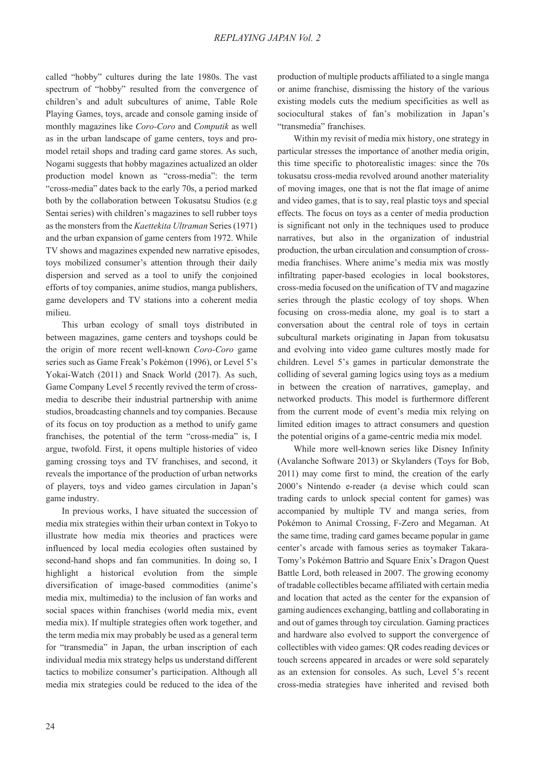called "hobby" cultures during the late 1980s. The vast spectrum of "hobby" resulted from the convergence of children's and adult subcultures of anime, Table Role Playing Games, toys, arcade and console gaming inside of monthly magazines like *Coro-Coro* and *Computik* as well as in the urban landscape of game centers, toys and pro-model retail shops and trading card game stores. As such, Nogami suggests that hobby magazines actualized an older production model known as "cross-media": the term "cross-media" dates back to the early 70s, a period marked both by the collaboration between Tokusatsu Studios (e.g Sentai series) with children's magazines to sell rubber toys as the monsters from the *Kaettekita Ultraman* Series (1971) and the urban expansion of game centers from 1972. While TV shows and magazines expended new narrative episodes, toys mobilized consumer's attention through their daily dispersion and served as a tool to unify the conjoined efforts of toy companies, anime studios, manga publishers, game developers and TV stations into a coherent media milieu.

This urban ecology of small toys distributed in between magazines, game centers and toyshops could be the origin of more recent well-known *Coro-Coro* game series such as Game Freak's Pokémon (1996), or Level 5's Yokai-Watch (2011) and Snack World (2017). As such, Game Company Level 5 recently revived the term of cross-media to describe their industrial partnership with anime studios, broadcasting channels and toy companies. Because of its focus on toy production as a method to unify game franchises, the potential of the term "cross-media" is, I argue, twofold. First, it opens multiple histories of video gaming crossing toys and TV franchises, and second, it reveals the importance of the production of urban networks of players, toys and video games circulation in Japan's game industry.

In previous works, I have situated the succession of media mix strategies within their urban context in Tokyo to illustrate how media mix theories and practices were influenced by local media ecologies often sustained by second-hand shops and fan communities. In doing so, I highlight a historical evolution from the simple diversification of image-based commodities (anime's media mix, multimedia) to the inclusion of fan works and social spaces within franchises (world media mix, event media mix). If multiple strategies often work together, and the term media mix may probably be used as a general term for "transmedia" in Japan, the urban inscription of each individual media mix strategy helps us understand different tactics to mobilize consumer's participation. Although all media mix strategies could be reduced to the idea of the production of multiple products affiliated to a single manga or anime franchise, dismissing the history of the various existing models cuts the medium specificities as well as sociocultural stakes of fan's mobilization in Japan's "transmedia" franchises.

Within my revisit of media mix history, one strategy in particular stresses the importance of another media origin, this time specific to photorealistic images: since the 70s tokusatsu cross-media revolved around another materiality of moving images, one that is not the flat image of anime and video games, that is to say, real plastic toys and special effects. The focus on toys as a center of media production is significant not only in the techniques used to produce narratives, but also in the organization of industrial production, the urban circulation and consumption of cross-media franchises. Where anime's media mix was mostly infiltrating paper-based ecologies in local bookstores, cross-media focused on the unification of TV and magazine series through the plastic ecology of toy shops. When focusing on cross-media alone, my goal is to start a conversation about the central role of toys in certain subcultural markets originating in Japan from tokusatsu and evolving into video game cultures mostly made for children. Level 5's games in particular demonstrate the colliding of several gaming logics using toys as a medium in between the creation of narratives, gameplay, and networked products. This model is furthermore different from the current mode of event's media mix relying on limited edition images to attract consumers and question the potential origins of a game-centric media mix model.

While more well-known series like Disney Infinity (Avalanche Software 2013) or Skylanders (Toys for Bob, 2011) may come first to mind, the creation of the early 2000's Nintendo e-reader (a devise which could scan trading cards to unlock special content for games) was accompanied by multiple TV and manga series, from Pokémon to Animal Crossing, F-Zero and Megaman. At the same time, trading card games became popular in game center's arcade with famous series as toymaker Takara-Tomy's Pokémon Battrio and Square Enix's Dragon Quest Battle Lord, both released in 2007. The growing economy of tradable collectibles became affiliated with certain media and location that acted as the center for the expansion of gaming audiences exchanging, battling and collaborating in and out of games through toy circulation. Gaming practices and hardware also evolved to support the convergence of collectibles with video games: QR codes reading devices or touch screens appeared in arcades or were sold separately as an extension for consoles. As such, Level 5's recent cross-media strategies have inherited and revised both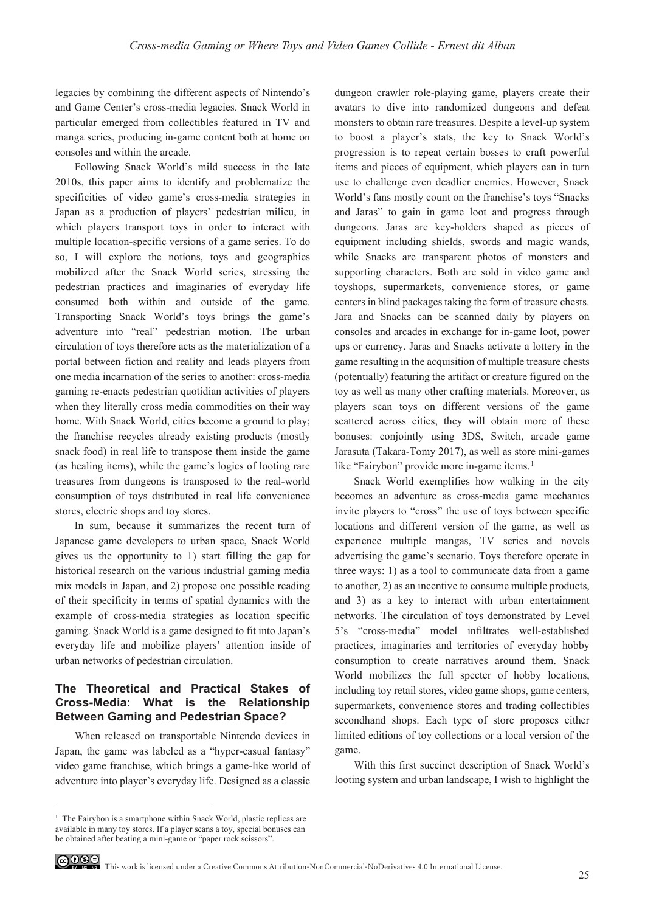legacies by combining the different aspects of Nintendo's and Game Center's cross-media legacies. Snack World in particular emerged from collectibles featured in TV and manga series, producing in-game content both at home on consoles and within the arcade.

Following Snack World's mild success in the late 2010s, this paper aims to identify and problematize the specificities of video game's cross-media strategies in Japan as a production of players' pedestrian milieu, in which players transport toys in order to interact with multiple location-specific versions of a game series. To do so, I will explore the notions, toys and geographies mobilized after the Snack World series, stressing the pedestrian practices and imaginaries of everyday life consumed both within and outside of the game. Transporting Snack World's toys brings the game's adventure into "real" pedestrian motion. The urban circulation of toys therefore acts as the materialization of a portal between fiction and reality and leads players from one media incarnation of the series to another: cross-media gaming re-enacts pedestrian quotidian activities of players when they literally cross media commodities on their way home. With Snack World, cities become a ground to play; the franchise recycles already existing products (mostly snack food) in real life to transpose them inside the game (as healing items), while the game's logics of looting rare treasures from dungeons is transposed to the real-world consumption of toys distributed in real life convenience stores, electric shops and toy stores.

In sum, because it summarizes the recent turn of Japanese game developers to urban space, Snack World gives us the opportunity to 1) start filling the gap for historical research on the various industrial gaming media mix models in Japan, and 2) propose one possible reading of their specificity in terms of spatial dynamics with the example of cross-media strategies as location specific gaming. Snack World is a game designed to fit into Japan's everyday life and mobilize players' attention inside of urban networks of pedestrian circulation.

## The Theoretical and Practical Stakes of Cross-Media: What is the Relationship Between Gaming and Pedestrian Space?

When released on transportable Nintendo devices in Japan, the game was labeled as a "hyper-casual fantasy" video game franchise, which brings a game-like world of adventure into player's everyday life. Designed as a classic dungeon crawler role-playing game, players create their avatars to dive into randomized dungeons and defeat monsters to obtain rare treasures. Despite a level-up system to boost a player's stats, the key to Snack World's progression is to repeat certain bosses to craft powerful items and pieces of equipment, which players can in turn use to challenge even deadlier enemies. However, Snack World's fans mostly count on the franchise's toys "Snacks and Jaras" to gain in game loot and progress through dungeons. Jaras are key-holders shaped as pieces of equipment including shields, swords and magic wands, while Snacks are transparent photos of monsters and supporting characters. Both are sold in video game and toyshops, supermarkets, convenience stores, or game centers in blind packages taking the form of treasure chests. Jara and Snacks can be scanned daily by players on consoles and arcades in exchange for in-game loot, power ups or currency. Jaras and Snacks activate a lottery in the game resulting in the acquisition of multiple treasure chests (potentially) featuring the artifact or creature figured on the toy as well as many other crafting materials. Moreover, as players scan toys on different versions of the game scattered across cities, they will obtain more of these bonuses: conjointly using 3DS, Switch, arcade game Jarasuta (Takara-Tomy 2017), as well as store mini-games like "Fairybon" provide more in-game items.[1]

Snack World exemplifies how walking in the city becomes an adventure as cross-media game mechanics invite players to "cross" the use of toys between specific locations and different version of the game, as well as experience multiple mangas, TV series and novels advertising the game's scenario. Toys therefore operate in three ways: 1) as a tool to communicate data from a game to another, 2) as an incentive to consume multiple products, and 3) as a key to interact with urban entertainment networks. The circulation of toys demonstrated by Level 5's "cross-media" model infiltrates well-established practices, imaginaries and territories of everyday hobby consumption to create narratives around them. Snack World mobilizes the full specter of hobby locations, including toy retail stores, video game shops, game centers, supermarkets, convenience stores and trading collectibles secondhand shops. Each type of store proposes either limited editions of toy collections or a local version of the game.

With this first succinct description of Snack World's looting system and urban landscape, I wish to highlight the

[1] The Fairybon is a smartphone within Snack World, plastic replicas are available in many toy stores. If a player scans a toy, special bonuses can be obtained after beating a mini-game or "paper rock scissors".

This work is licensed under a Creative Commons Attribution-NonCommercial-NoDerivatives 4.0 International License.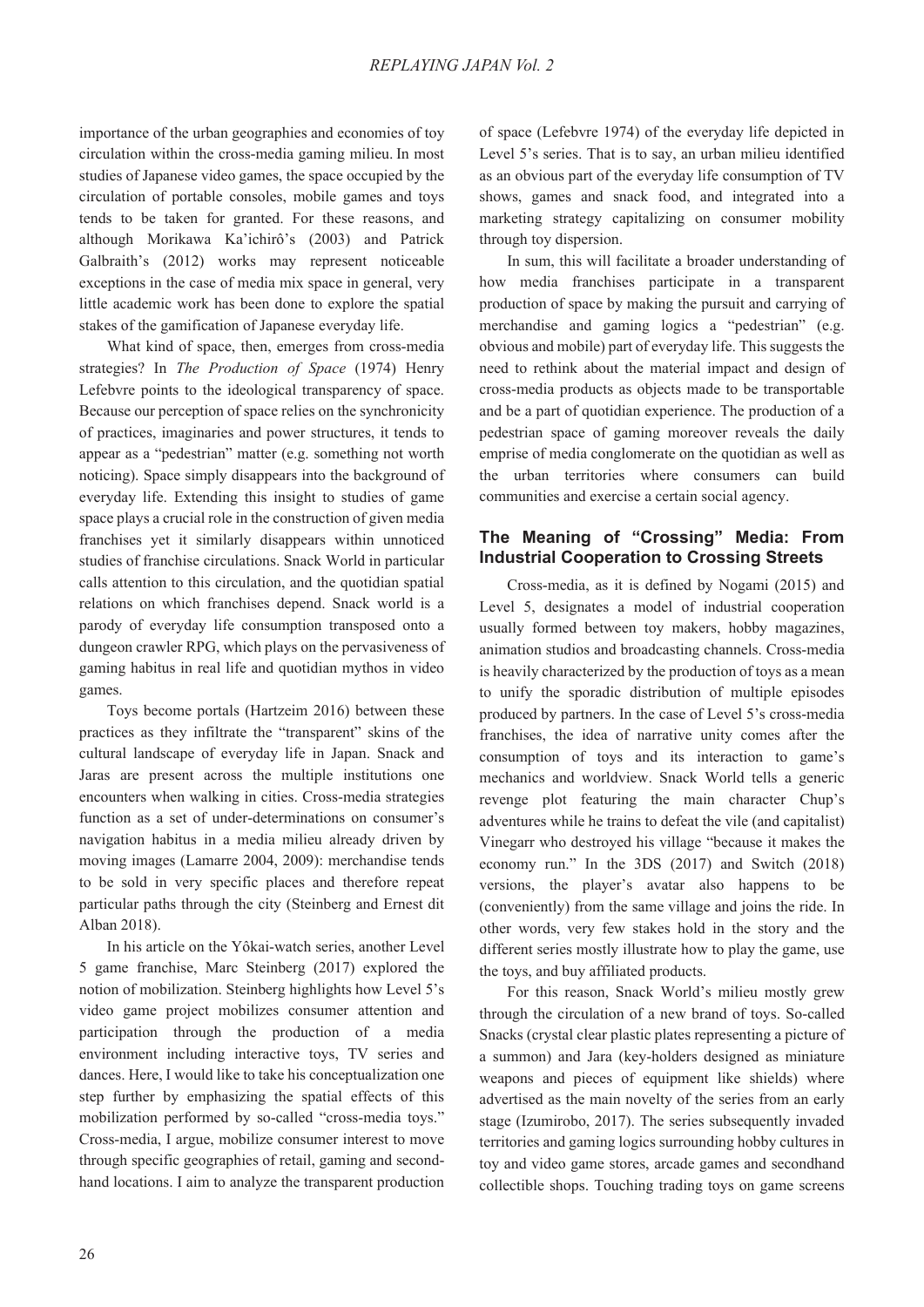importance of the urban geographies and economies of toy circulation within the cross-media gaming milieu. In most studies of Japanese video games, the space occupied by the circulation of portable consoles, mobile games and toys tends to be taken for granted. For these reasons, and although Morikawa Ka'ichirô's (2003) and Patrick Galbraith's (2012) works may represent noticeable exceptions in the case of media mix space in general, very little academic work has been done to explore the spatial stakes of the gamification of Japanese everyday life.

What kind of space, then, emerges from cross-media strategies? In *The Production of Space* (1974) Henry Lefebvre points to the ideological transparency of space. Because our perception of space relies on the synchronicity of practices, imaginaries and power structures, it tends to appear as a "pedestrian" matter (e.g. something not worth noticing). Space simply disappears into the background of everyday life. Extending this insight to studies of game space plays a crucial role in the construction of given media franchises yet it similarly disappears within unnoticed studies of franchise circulations. Snack World in particular calls attention to this circulation, and the quotidian spatial relations on which franchises depend. Snack world is a parody of everyday life consumption transposed onto a dungeon crawler RPG, which plays on the pervasiveness of gaming habitus in real life and quotidian mythos in video games.

Toys become portals (Hartzeim 2016) between these practices as they infiltrate the "transparent" skins of the cultural landscape of everyday life in Japan. Snack and Jaras are present across the multiple institutions one encounters when walking in cities. Cross-media strategies function as a set of under-determinations on consumer's navigation habitus in a media milieu already driven by moving images (Lamarre 2004, 2009): merchandise tends to be sold in very specific places and therefore repeat particular paths through the city (Steinberg and Ernest dit Alban 2018).

In his article on the Yôkai-watch series, another Level 5 game franchise, Marc Steinberg (2017) explored the notion of mobilization. Steinberg highlights how Level 5's video game project mobilizes consumer attention and participation through the production of a media environment including interactive toys, TV series and dances. Here, I would like to take his conceptualization one step further by emphasizing the spatial effects of this mobilization performed by so-called "cross-media toys." Cross-media, I argue, mobilize consumer interest to move through specific geographies of retail, gaming and second-hand locations. I aim to analyze the transparent production of space (Lefebvre 1974) of the everyday life depicted in Level 5's series. That is to say, an urban milieu identified as an obvious part of the everyday life consumption of TV shows, games and snack food, and integrated into a marketing strategy capitalizing on consumer mobility through toy dispersion.

In sum, this will facilitate a broader understanding of how media franchises participate in a transparent production of space by making the pursuit and carrying of merchandise and gaming logics a "pedestrian" (e.g. obvious and mobile) part of everyday life. This suggests the need to rethink about the material impact and design of cross-media products as objects made to be transportable and be a part of quotidian experience. The production of a pedestrian space of gaming moreover reveals the daily emprise of media conglomerate on the quotidian as well as the urban territories where consumers can build communities and exercise a certain social agency.

## The Meaning of "Crossing" Media: From Industrial Cooperation to Crossing Streets

Cross-media, as it is defined by Nogami (2015) and Level 5, designates a model of industrial cooperation usually formed between toy makers, hobby magazines, animation studios and broadcasting channels. Cross-media is heavily characterized by the production of toys as a mean to unify the sporadic distribution of multiple episodes produced by partners. In the case of Level 5's cross-media franchises, the idea of narrative unity comes after the consumption of toys and its interaction to game's mechanics and worldview. Snack World tells a generic revenge plot featuring the main character Chup's adventures while he trains to defeat the vile (and capitalist) Vinegarr who destroyed his village "because it makes the economy run." In the 3DS (2017) and Switch (2018) versions, the player's avatar also happens to be (conveniently) from the same village and joins the ride. In other words, very few stakes hold in the story and the different series mostly illustrate how to play the game, use the toys, and buy affiliated products.

For this reason, Snack World's milieu mostly grew through the circulation of a new brand of toys. So-called Snacks (crystal clear plastic plates representing a picture of a summon) and Jara (key-holders designed as miniature weapons and pieces of equipment like shields) where advertised as the main novelty of the series from an early stage (Izumirobo, 2017). The series subsequently invaded territories and gaming logics surrounding hobby cultures in toy and video game stores, arcade games and secondhand collectible shops. Touching trading toys on game screens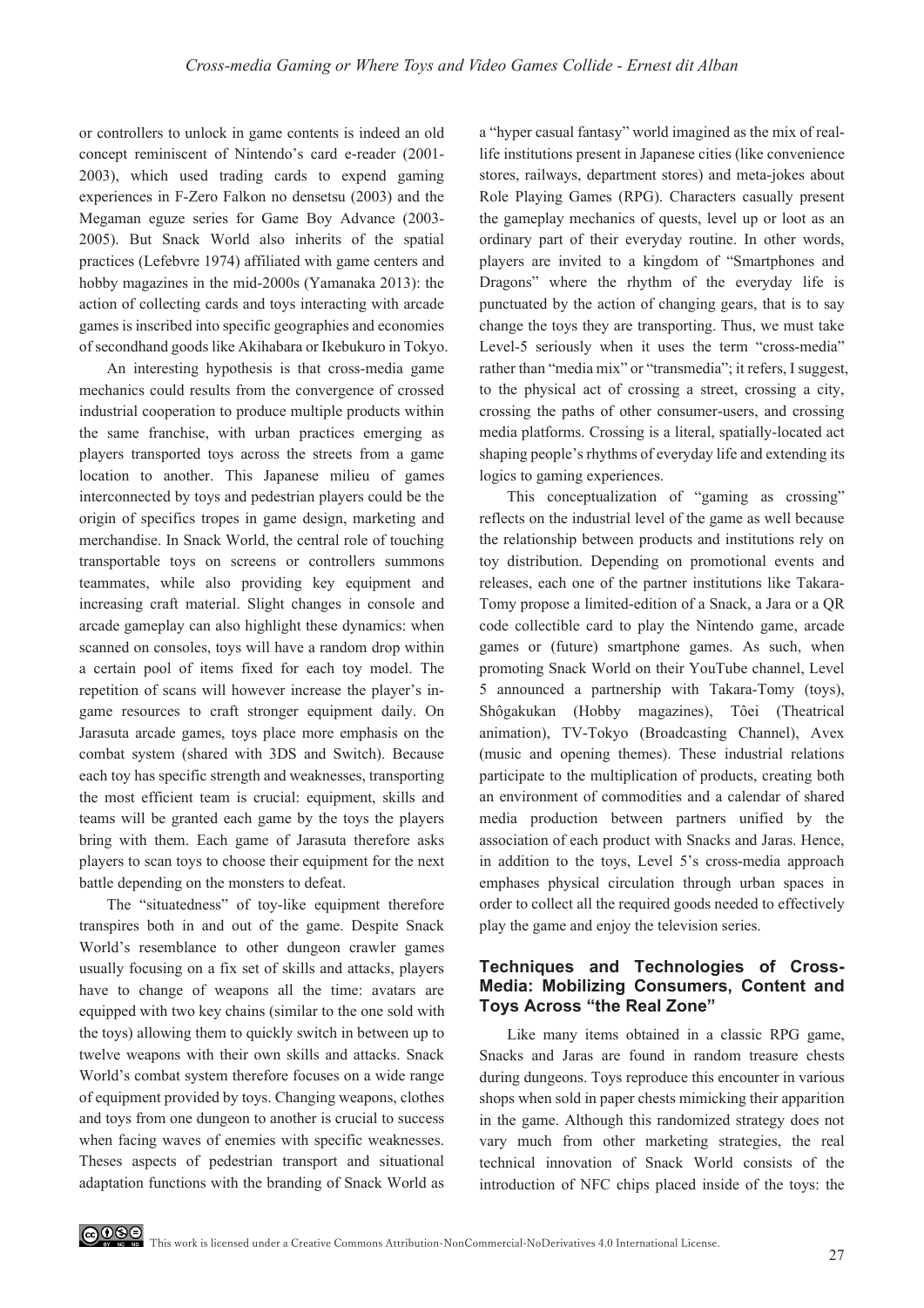or controllers to unlock in game contents is indeed an old concept reminiscent of Nintendo's card e-reader (2001-2003), which used trading cards to expend gaming experiences in F-Zero Falkon no densetsu (2003) and the Megaman eguze series for Game Boy Advance (2003-2005). But Snack World also inherits of the spatial practices (Lefebvre 1974) affiliated with game centers and hobby magazines in the mid-2000s (Yamanaka 2013): the action of collecting cards and toys interacting with arcade games is inscribed into specific geographies and economies of secondhand goods like Akihabara or Ikebukuro in Tokyo.

An interesting hypothesis is that cross-media game mechanics could results from the convergence of crossed industrial cooperation to produce multiple products within the same franchise, with urban practices emerging as players transported toys across the streets from a game location to another. This Japanese milieu of games interconnected by toys and pedestrian players could be the origin of specifics tropes in game design, marketing and merchandise. In Snack World, the central role of touching transportable toys on screens or controllers summons teammates, while also providing key equipment and increasing craft material. Slight changes in console and arcade gameplay can also highlight these dynamics: when scanned on consoles, toys will have a random drop within a certain pool of items fixed for each toy model. The repetition of scans will however increase the player's in-game resources to craft stronger equipment daily. On Jarasuta arcade games, toys place more emphasis on the combat system (shared with 3DS and Switch). Because each toy has specific strength and weaknesses, transporting the most efficient team is crucial: equipment, skills and teams will be granted each game by the toys the players bring with them. Each game of Jarasuta therefore asks players to scan toys to choose their equipment for the next battle depending on the monsters to defeat.

The "situatedness" of toy-like equipment therefore transpires both in and out of the game. Despite Snack World's resemblance to other dungeon crawler games usually focusing on a fix set of skills and attacks, players have to change of weapons all the time: avatars are equipped with two key chains (similar to the one sold with the toys) allowing them to quickly switch in between up to twelve weapons with their own skills and attacks. Snack World's combat system therefore focuses on a wide range of equipment provided by toys. Changing weapons, clothes and toys from one dungeon to another is crucial to success when facing waves of enemies with specific weaknesses. Theses aspects of pedestrian transport and situational adaptation functions with the branding of Snack World as a "hyper casual fantasy" world imagined as the mix of real-life institutions present in Japanese cities (like convenience stores, railways, department stores) and meta-jokes about Role Playing Games (RPG). Characters casually present the gameplay mechanics of quests, level up or loot as an ordinary part of their everyday routine. In other words, players are invited to a kingdom of "Smartphones and Dragons" where the rhythm of the everyday life is punctuated by the action of changing gears, that is to say change the toys they are transporting. Thus, we must take Level-5 seriously when it uses the term "cross-media" rather than "media mix" or "transmedia"; it refers, I suggest, to the physical act of crossing a street, crossing a city, crossing the paths of other consumer-users, and crossing media platforms. Crossing is a literal, spatially-located act shaping people's rhythms of everyday life and extending its logics to gaming experiences.

This conceptualization of "gaming as crossing" reflects on the industrial level of the game as well because the relationship between products and institutions rely on toy distribution. Depending on promotional events and releases, each one of the partner institutions like Takara-Tomy propose a limited-edition of a Snack, a Jara or a QR code collectible card to play the Nintendo game, arcade games or (future) smartphone games. As such, when promoting Snack World on their YouTube channel, Level 5 announced a partnership with Takara-Tomy (toys), Shôgakukan (Hobby magazines), Tôei (Theatrical animation), TV-Tokyo (Broadcasting Channel), Avex (music and opening themes). These industrial relations participate to the multiplication of products, creating both an environment of commodities and a calendar of shared media production between partners unified by the association of each product with Snacks and Jaras. Hence, in addition to the toys, Level 5's cross-media approach emphases physical circulation through urban spaces in order to collect all the required goods needed to effectively play the game and enjoy the television series.

## Techniques and Technologies of Cross-Media: Mobilizing Consumers, Content and Toys Across "the Real Zone"

Like many items obtained in a classic RPG game, Snacks and Jaras are found in random treasure chests during dungeons. Toys reproduce this encounter in various shops when sold in paper chests mimicking their apparition in the game. Although this randomized strategy does not vary much from other marketing strategies, the real technical innovation of Snack World consists of the introduction of NFC chips placed inside of the toys: the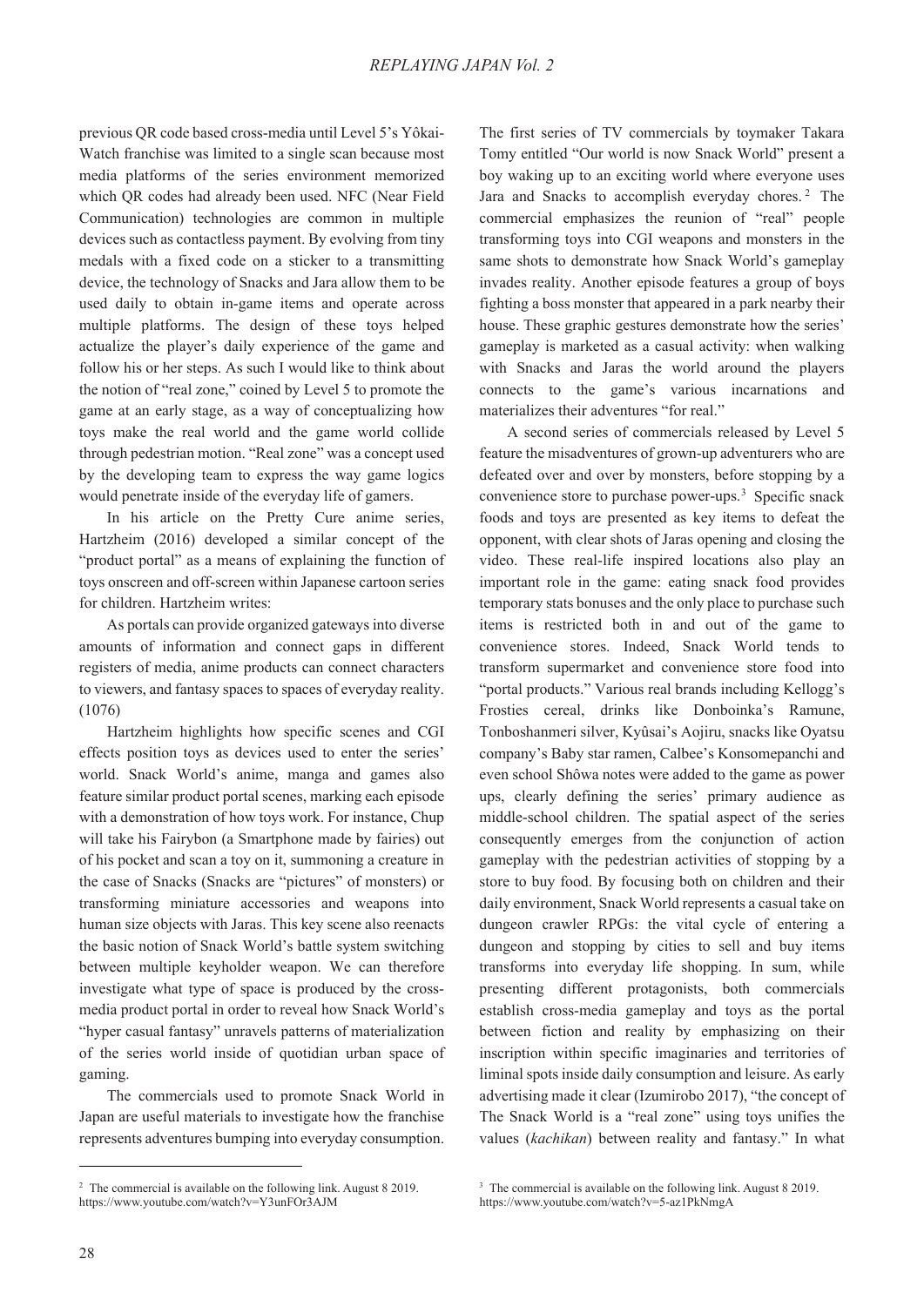previous QR code based cross-media until Level 5's Yôkai-Watch franchise was limited to a single scan because most media platforms of the series environment memorized which QR codes had already been used. NFC (Near Field Communication) technologies are common in multiple devices such as contactless payment. By evolving from tiny medals with a fixed code on a sticker to a transmitting device, the technology of Snacks and Jara allow them to be used daily to obtain in-game items and operate across multiple platforms. The design of these toys helped actualize the player's daily experience of the game and follow his or her steps. As such I would like to think about the notion of "real zone," coined by Level 5 to promote the game at an early stage, as a way of conceptualizing how toys make the real world and the game world collide through pedestrian motion. "Real zone" was a concept used by the developing team to express the way game logics would penetrate inside of the everyday life of gamers.

In his article on the Pretty Cure anime series, Hartzheim (2016) developed a similar concept of the "product portal" as a means of explaining the function of toys onscreen and off-screen within Japanese cartoon series for children. Hartzheim writes:

> As portals can provide organized gateways into diverse amounts of information and connect gaps in different registers of media, anime products can connect characters to viewers, and fantasy spaces to spaces of everyday reality. (1076)

Hartzheim highlights how specific scenes and CGI effects position toys as devices used to enter the series' world. Snack World's anime, manga and games also feature similar product portal scenes, marking each episode with a demonstration of how toys work. For instance, Chup will take his Fairybon (a Smartphone made by fairies) out of his pocket and scan a toy on it, summoning a creature in the case of Snacks (Snacks are "pictures" of monsters) or transforming miniature accessories and weapons into human size objects with Jaras. This key scene also reenacts the basic notion of Snack World's battle system switching between multiple keyholder weapon. We can therefore investigate what type of space is produced by the cross-media product portal in order to reveal how Snack World's "hyper casual fantasy" unravels patterns of materialization of the series world inside of quotidian urban space of gaming.

The commercials used to promote Snack World in Japan are useful materials to investigate how the franchise represents adventures bumping into everyday consumption. The first series of TV commercials by toymaker Takara Tomy entitled "Our world is now Snack World" present a boy waking up to an exciting world where everyone uses Jara and Snacks to accomplish everyday chores.[2] The commercial emphasizes the reunion of "real" people transforming toys into CGI weapons and monsters in the same shots to demonstrate how Snack World's gameplay invades reality. Another episode features a group of boys fighting a boss monster that appeared in a park nearby their house. These graphic gestures demonstrate how the series' gameplay is marketed as a casual activity: when walking with Snacks and Jaras the world around the players connects to the game's various incarnations and materializes their adventures "for real."

A second series of commercials released by Level 5 feature the misadventures of grown-up adventurers who are defeated over and over by monsters, before stopping by a convenience store to purchase power-ups.[3] Specific snack foods and toys are presented as key items to defeat the opponent, with clear shots of Jaras opening and closing the video. These real-life inspired locations also play an important role in the game: eating snack food provides temporary stats bonuses and the only place to purchase such items is restricted both in and out of the game to convenience stores. Indeed, Snack World tends to transform supermarket and convenience store food into "portal products." Various real brands including Kellogg's Frosties cereal, drinks like Donboinka's Ramune, Tonboshanmeri silver, Kyûsai's Aojiru, snacks like Oyatsu company's Baby star ramen, Calbee's Konsomepanchi and even school Shôwa notes were added to the game as power ups, clearly defining the series' primary audience as middle-school children. The spatial aspect of the series consequently emerges from the conjunction of action gameplay with the pedestrian activities of stopping by a store to buy food. By focusing both on children and their daily environment, Snack World represents a casual take on dungeon crawler RPGs: the vital cycle of entering a dungeon and stopping by cities to sell and buy items transforms into everyday life shopping. In sum, while presenting different protagonists, both commercials establish cross-media gameplay and toys as the portal between fiction and reality by emphasizing on their inscription within specific imaginaries and territories of liminal spots inside daily consumption and leisure. As early advertising made it clear (Izumirobo 2017), "the concept of The Snack World is a "real zone" using toys unifies the values (*kachikan*) between reality and fantasy." In what

---

[2] The commercial is available on the following link. August 8 2019. https://www.youtube.com/watch?v=Y3unFOr3AJM

[3] The commercial is available on the following link. August 8 2019. https://www.youtube.com/watch?v=5-az1PkNmgA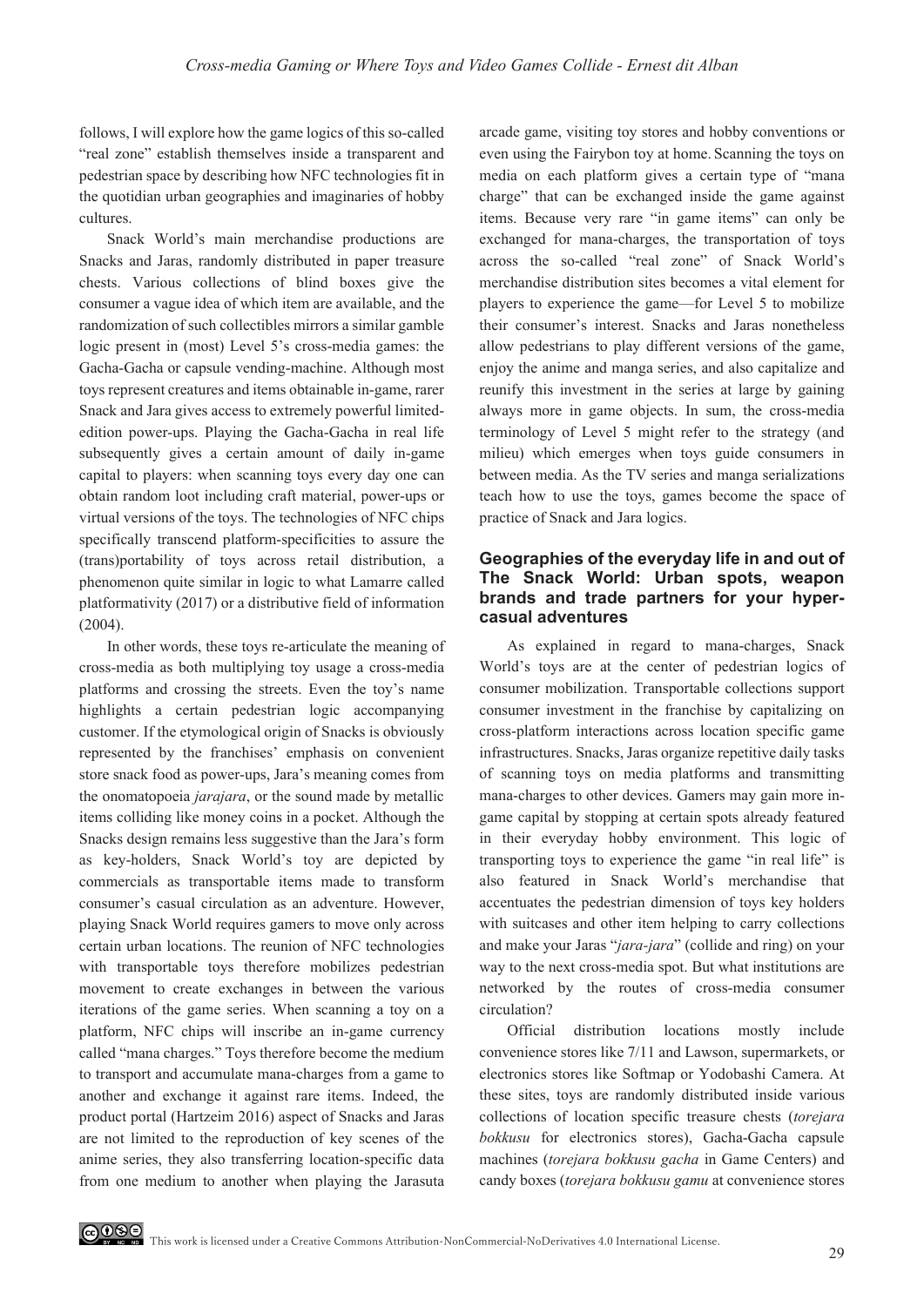follows, I will explore how the game logics of this so-called "real zone" establish themselves inside a transparent and pedestrian space by describing how NFC technologies fit in the quotidian urban geographies and imaginaries of hobby cultures.

Snack World's main merchandise productions are Snacks and Jaras, randomly distributed in paper treasure chests. Various collections of blind boxes give the consumer a vague idea of which item are available, and the randomization of such collectibles mirrors a similar gamble logic present in (most) Level 5's cross-media games: the Gacha-Gacha or capsule vending-machine. Although most toys represent creatures and items obtainable in-game, rarer Snack and Jara gives access to extremely powerful limited-edition power-ups. Playing the Gacha-Gacha in real life subsequently gives a certain amount of daily in-game capital to players: when scanning toys every day one can obtain random loot including craft material, power-ups or virtual versions of the toys. The technologies of NFC chips specifically transcend platform-specificities to assure the (trans)portability of toys across retail distribution, a phenomenon quite similar in logic to what Lamarre called platformativity (2017) or a distributive field of information (2004).

In other words, these toys re-articulate the meaning of cross-media as both multiplying toy usage a cross-media platforms and crossing the streets. Even the toy's name highlights a certain pedestrian logic accompanying customer. If the etymological origin of Snacks is obviously represented by the franchises' emphasis on convenient store snack food as power-ups, Jara's meaning comes from the onomatopoeia *jarajara*, or the sound made by metallic items colliding like money coins in a pocket. Although the Snacks design remains less suggestive than the Jara's form as key-holders, Snack World's toy are depicted by commercials as transportable items made to transform consumer's casual circulation as an adventure. However, playing Snack World requires gamers to move only across certain urban locations. The reunion of NFC technologies with transportable toys therefore mobilizes pedestrian movement to create exchanges in between the various iterations of the game series. When scanning a toy on a platform, NFC chips will inscribe an in-game currency called "mana charges." Toys therefore become the medium to transport and accumulate mana-charges from a game to another and exchange it against rare items. Indeed, the product portal (Hartzeim 2016) aspect of Snacks and Jaras are not limited to the reproduction of key scenes of the anime series, they also transferring location-specific data from one medium to another when playing the Jarasuta arcade game, visiting toy stores and hobby conventions or even using the Fairybon toy at home. Scanning the toys on media on each platform gives a certain type of "mana charge" that can be exchanged inside the game against items. Because very rare "in game items" can only be exchanged for mana-charges, the transportation of toys across the so-called "real zone" of Snack World's merchandise distribution sites becomes a vital element for players to experience the game—for Level 5 to mobilize their consumer's interest. Snacks and Jaras nonetheless allow pedestrians to play different versions of the game, enjoy the anime and manga series, and also capitalize and reunify this investment in the series at large by gaining always more in game objects. In sum, the cross-media terminology of Level 5 might refer to the strategy (and milieu) which emerges when toys guide consumers in between media. As the TV series and manga serializations teach how to use the toys, games become the space of practice of Snack and Jara logics.

### Geographies of the everyday life in and out of The Snack World: Urban spots, weapon brands and trade partners for your hyper-casual adventures

As explained in regard to mana-charges, Snack World's toys are at the center of pedestrian logics of consumer mobilization. Transportable collections support consumer investment in the franchise by capitalizing on cross-platform interactions across location specific game infrastructures. Snacks, Jaras organize repetitive daily tasks of scanning toys on media platforms and transmitting mana-charges to other devices. Gamers may gain more in-game capital by stopping at certain spots already featured in their everyday hobby environment. This logic of transporting toys to experience the game "in real life" is also featured in Snack World's merchandise that accentuates the pedestrian dimension of toys key holders with suitcases and other item helping to carry collections and make your Jaras "*jara-jara*" (collide and ring) on your way to the next cross-media spot. But what institutions are networked by the routes of cross-media consumer circulation?

Official distribution locations mostly include convenience stores like 7/11 and Lawson, supermarkets, or electronics stores like Softmap or Yodobashi Camera. At these sites, toys are randomly distributed inside various collections of location specific treasure chests (*torejara bokkusu* for electronics stores), Gacha-Gacha capsule machines (*torejara bokkusu gacha* in Game Centers) and candy boxes (*torejara bokkusu gamu* at convenience stores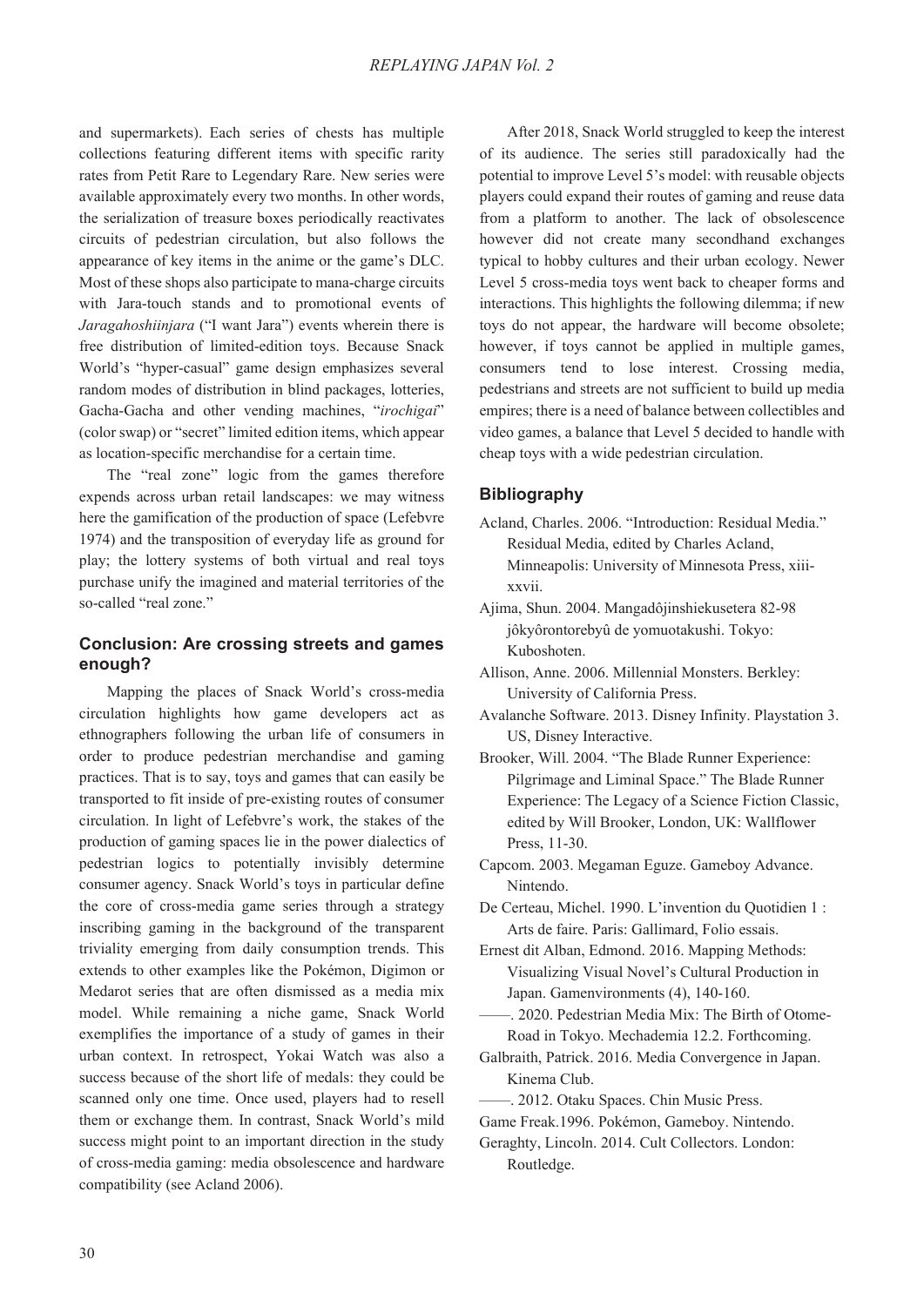and supermarkets). Each series of chests has multiple collections featuring different items with specific rarity rates from Petit Rare to Legendary Rare. New series were available approximately every two months. In other words, the serialization of treasure boxes periodically reactivates circuits of pedestrian circulation, but also follows the appearance of key items in the anime or the game's DLC. Most of these shops also participate to mana-charge circuits with Jara-touch stands and to promotional events of *Jaragahoshiinjara* ("I want Jara") events wherein there is free distribution of limited-edition toys. Because Snack World's "hyper-casual" game design emphasizes several random modes of distribution in blind packages, lotteries, Gacha-Gacha and other vending machines, "*irochigai*" (color swap) or "secret" limited edition items, which appear as location-specific merchandise for a certain time.

The "real zone" logic from the games therefore expends across urban retail landscapes: we may witness here the gamification of the production of space (Lefebvre 1974) and the transposition of everyday life as ground for play; the lottery systems of both virtual and real toys purchase unify the imagined and material territories of the so-called "real zone."

## Conclusion: Are crossing streets and games enough?

Mapping the places of Snack World's cross-media circulation highlights how game developers act as ethnographers following the urban life of consumers in order to produce pedestrian merchandise and gaming practices. That is to say, toys and games that can easily be transported to fit inside of pre-existing routes of consumer circulation. In light of Lefebvre's work, the stakes of the production of gaming spaces lie in the power dialectics of pedestrian logics to potentially invisibly determine consumer agency. Snack World's toys in particular define the core of cross-media game series through a strategy inscribing gaming in the background of the transparent triviality emerging from daily consumption trends. This extends to other examples like the Pokémon, Digimon or Medarot series that are often dismissed as a media mix model. While remaining a niche game, Snack World exemplifies the importance of a study of games in their urban context. In retrospect, Yokai Watch was also a success because of the short life of medals: they could be scanned only one time. Once used, players had to resell them or exchange them. In contrast, Snack World's mild success might point to an important direction in the study of cross-media gaming: media obsolescence and hardware compatibility (see Acland 2006).

After 2018, Snack World struggled to keep the interest of its audience. The series still paradoxically had the potential to improve Level 5's model: with reusable objects players could expand their routes of gaming and reuse data from a platform to another. The lack of obsolescence however did not create many secondhand exchanges typical to hobby cultures and their urban ecology. Newer Level 5 cross-media toys went back to cheaper forms and interactions. This highlights the following dilemma; if new toys do not appear, the hardware will become obsolete; however, if toys cannot be applied in multiple games, consumers tend to lose interest. Crossing media, pedestrians and streets are not sufficient to build up media empires; there is a need of balance between collectibles and video games, a balance that Level 5 decided to handle with cheap toys with a wide pedestrian circulation.

## Bibliography

Acland, Charles. 2006. "Introduction: Residual Media." Residual Media, edited by Charles Acland, Minneapolis: University of Minnesota Press, xiii-xxvii.

Ajima, Shun. 2004. Mangadôjinshiekusetera 82-98 jôkyôrontorebyû de yomuotakushi. Tokyo: Kuboshoten.

Allison, Anne. 2006. Millennial Monsters. Berkley: University of California Press.

Avalanche Software. 2013. Disney Infinity. Playstation 3. US, Disney Interactive.

Brooker, Will. 2004. "The Blade Runner Experience: Pilgrimage and Liminal Space." The Blade Runner Experience: The Legacy of a Science Fiction Classic, edited by Will Brooker, London, UK: Wallflower Press, 11-30.

Capcom. 2003. Megaman Eguze. Gameboy Advance. Nintendo.

De Certeau, Michel. 1990. L'invention du Quotidien 1 : Arts de faire. Paris: Gallimard, Folio essais.

Ernest dit Alban, Edmond. 2016. Mapping Methods: Visualizing Visual Novel's Cultural Production in Japan. Gamenvironments (4), 140-160.

——. 2020. Pedestrian Media Mix: The Birth of Otome-Road in Tokyo. Mechademia 12.2. Forthcoming.

Galbraith, Patrick. 2016. Media Convergence in Japan. Kinema Club.

——. 2012. Otaku Spaces. Chin Music Press.

Game Freak.1996. Pokémon, Gameboy. Nintendo.

Geraghty, Lincoln. 2014. Cult Collectors. London: Routledge.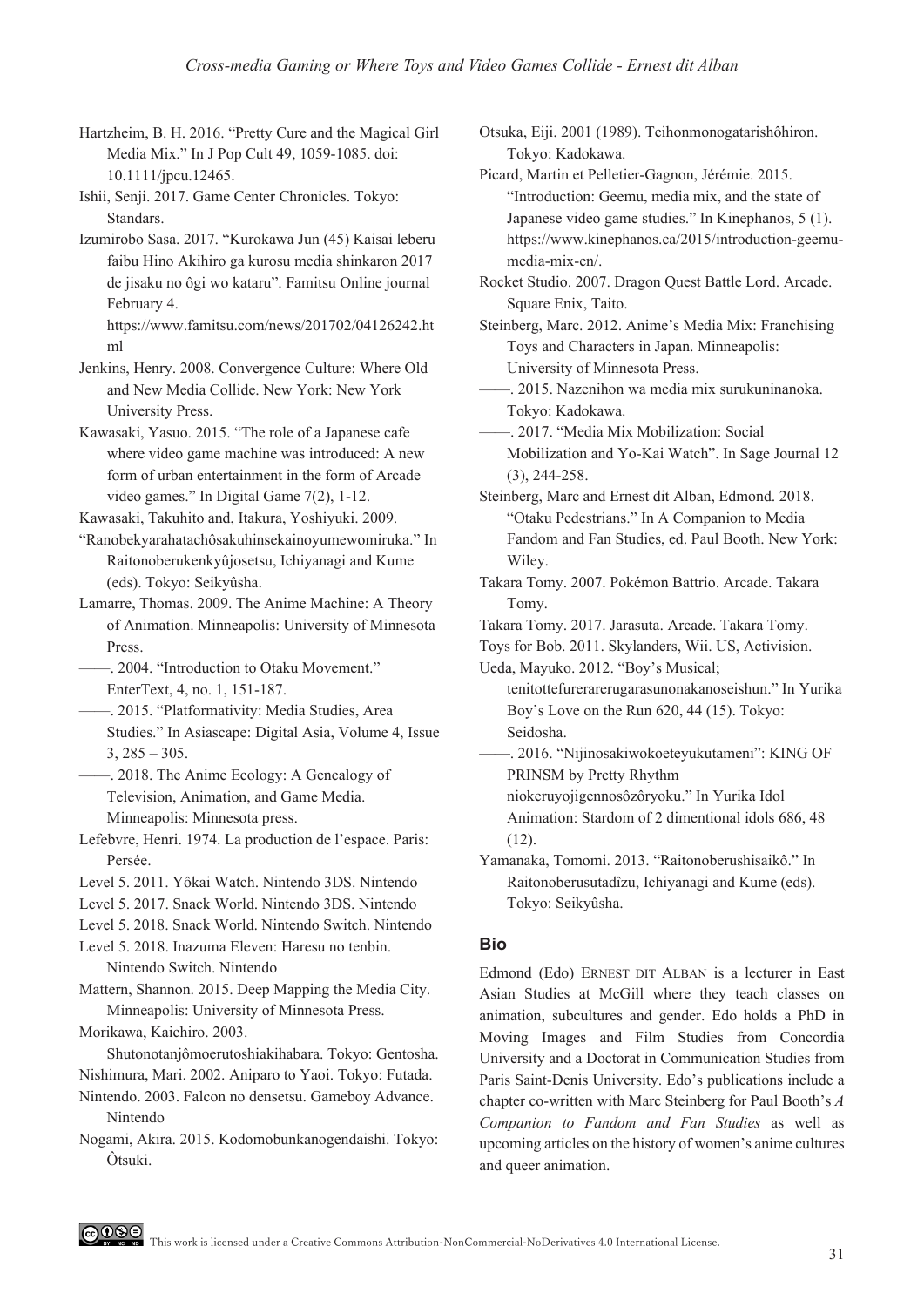Hartzheim, B. H. 2016. "Pretty Cure and the Magical Girl Media Mix." In J Pop Cult 49, 1059-1085. doi: 10.1111/jpcu.12465.

Ishii, Senji. 2017. Game Center Chronicles. Tokyo: Standars.

Izumirobo Sasa. 2017. "Kurokawa Jun (45) Kaisai leberu faibu Hino Akihiro ga kurosu media shinkaron 2017 de jisaku no ôgi wo kataru". Famitsu Online journal February 4. https://www.famitsu.com/news/201702/04126242.html

Jenkins, Henry. 2008. Convergence Culture: Where Old and New Media Collide. New York: New York University Press.

Kawasaki, Yasuo. 2015. "The role of a Japanese cafe where video game machine was introduced: A new form of urban entertainment in the form of Arcade video games." In Digital Game 7(2), 1-12.

Kawasaki, Takuhito and, Itakura, Yoshiyuki. 2009. "Ranobekyarahatachôsakuhinsekainoyumewomiruka." In Raitonoberukenkyûjosetsu, Ichiyanagi and Kume (eds). Tokyo: Seikyûsha.

Lamarre, Thomas. 2009. The Anime Machine: A Theory of Animation. Minneapolis: University of Minnesota Press.

——. 2004. "Introduction to Otaku Movement." EnterText, 4, no. 1, 151-187.

——. 2015. "Platformativity: Media Studies, Area Studies." In Asiascape: Digital Asia, Volume 4, Issue 3, 285 – 305.

——. 2018. The Anime Ecology: A Genealogy of Television, Animation, and Game Media. Minneapolis: Minnesota press.

Lefebvre, Henri. 1974. La production de l'espace. Paris: Persée.

Level 5. 2011. Yôkai Watch. Nintendo 3DS. Nintendo

Level 5. 2017. Snack World. Nintendo 3DS. Nintendo

Level 5. 2018. Snack World. Nintendo Switch. Nintendo

Level 5. 2018. Inazuma Eleven: Haresu no tenbin. Nintendo Switch. Nintendo

Mattern, Shannon. 2015. Deep Mapping the Media City. Minneapolis: University of Minnesota Press.

Morikawa, Kaichiro. 2003. Shutonotanjômoerutoshiakihabara. Tokyo: Gentosha.

Nishimura, Mari. 2002. Aniparo to Yaoi. Tokyo: Futada.

Nintendo. 2003. Falcon no densetsu. Gameboy Advance. Nintendo

Nogami, Akira. 2015. Kodomobunkanogendaishi. Tokyo: Ôtsuki.

Otsuka, Eiji. 2001 (1989). Teihonmonogatarishôhiron. Tokyo: Kadokawa.

Picard, Martin et Pelletier-Gagnon, Jérémie. 2015. "Introduction: Geemu, media mix, and the state of Japanese video game studies." In Kinephanos, 5 (1). https://www.kinephanos.ca/2015/introduction-geemu-media-mix-en/.

Rocket Studio. 2007. Dragon Quest Battle Lord. Arcade. Square Enix, Taito.

Steinberg, Marc. 2012. Anime's Media Mix: Franchising Toys and Characters in Japan. Minneapolis: University of Minnesota Press.

——. 2015. Nazenihon wa media mix surukuninanoka. Tokyo: Kadokawa.

——. 2017. "Media Mix Mobilization: Social Mobilization and Yo-Kai Watch". In Sage Journal 12 (3), 244-258.

Steinberg, Marc and Ernest dit Alban, Edmond. 2018. "Otaku Pedestrians." In A Companion to Media Fandom and Fan Studies, ed. Paul Booth. New York: Wiley.

Takara Tomy. 2007. Pokémon Battrio. Arcade. Takara Tomy.

Takara Tomy. 2017. Jarasuta. Arcade. Takara Tomy.

Toys for Bob. 2011. Skylanders, Wii. US, Activision.

Ueda, Mayuko. 2012. "Boy's Musical; tenitottefurerarerugarasunonakanoseishun." In Yurika Boy's Love on the Run 620, 44 (15). Tokyo: Seidosha.

——. 2016. "Nijinosakiwokoeteyukutameni": KING OF PRINSM by Pretty Rhythm niokeruyojigennosôzôryoku." In Yurika Idol Animation: Stardom of 2 dimentional idols 686, 48 (12).

Yamanaka, Tomomi. 2013. "Raitonoberushisaikô." In Raitonoberusutadîzu, Ichiyanagi and Kume (eds). Tokyo: Seikyûsha.

## Bio

Edmond (Edo) Ernest dit Alban is a lecturer in East Asian Studies at McGill where they teach classes on animation, subcultures and gender. Edo holds a PhD in Moving Images and Film Studies from Concordia University and a Doctorat in Communication Studies from Paris Saint-Denis University. Edo's publications include a chapter co-written with Marc Steinberg for Paul Booth's *A Companion to Fandom and Fan Studies* as well as upcoming articles on the history of women's anime cultures and queer animation.

This work is licensed under a Creative Commons Attribution-NonCommercial-NoDerivatives 4.0 International License.